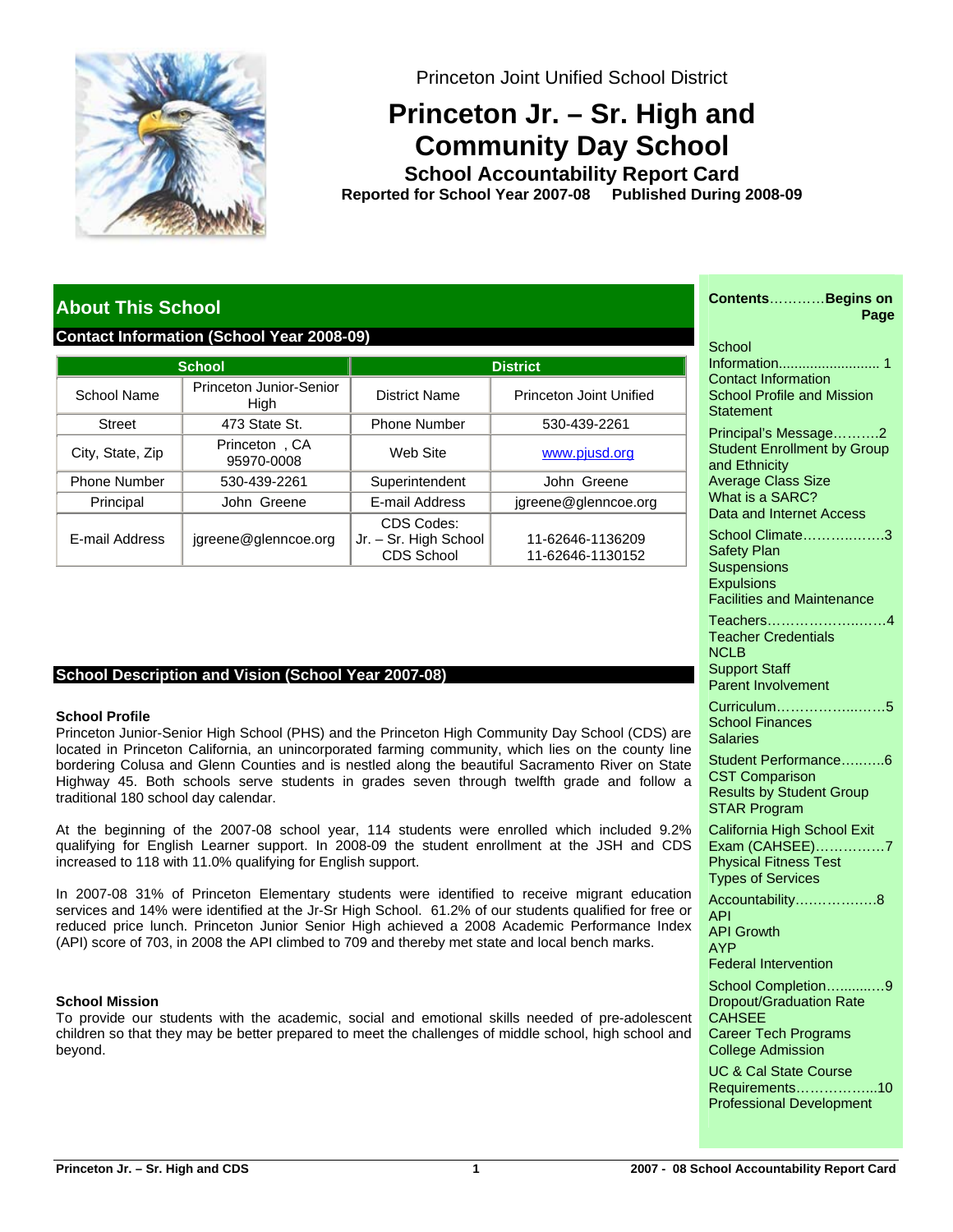Princeton Joint Unified School District

# Princeton Jr. – Sr. High and Community Day School

## School Accountability Report Card

**Reported for School Year 2007-08 Published During 2008-09**

## About This School

### Contact Information (School Year 2008-09)

| School | | District | |
|---|---|---|---|
| School Name | Princeton Junior-Senior High | District Name | Princeton Joint Unified |
| Street | 473 State St. | Phone Number | 530-439-2261 |
| City, State, Zip | Princeton , CA 95970-0008 | Web Site | www.pjusd.org |
| Phone Number | 530-439-2261 | Superintendent | John Greene |
| Principal | John Greene | E-mail Address | jgreene@glenncoe.org |
| E-mail Address | jgreene@glenncoe.org | CDS Codes: Jr. – Sr. High School CDS School | 11-62646-1136209 11-62646-1130152 |

### School Description and Vision (School Year 2007-08)

**School Profile**

Princeton Junior-Senior High School (PHS) and the Princeton High Community Day School (CDS) are located in Princeton California, an unincorporated farming community, which lies on the county line bordering Colusa and Glenn Counties and is nestled along the beautiful Sacramento River on State Highway 45. Both schools serve students in grades seven through twelfth grade and follow a traditional 180 school day calendar.

At the beginning of the 2007-08 school year, 114 students were enrolled which included 9.2% qualifying for English Learner support. In 2008-09 the student enrollment at the JSH and CDS increased to 118 with 11.0% qualifying for English support.

In 2007-08 31% of Princeton Elementary students were identified to receive migrant education services and 14% were identified at the Jr-Sr High School. 61.2% of our students qualified for free or reduced price lunch. Princeton Junior Senior High achieved a 2008 Academic Performance Index (API) score of 703, in 2008 the API climbed to 709 and thereby met state and local bench marks.

**School Mission**

To provide our students with the academic, social and emotional skills needed of pre-adolescent children so that they may be better prepared to meet the challenges of middle school, high school and beyond.

---

**Contents............Begins on Page**

- School Information......................... 1
  - Contact Information
  - School Profile and Mission Statement
- Principal's Message..........2
  - Student Enrollment by Group and Ethnicity
  - Average Class Size
  - What is a SARC?
  - Data and Internet Access
- School Climate.................3
  - Safety Plan
  - Suspensions
  - Expulsions
  - Facilities and Maintenance
- Teachers..........................4
  - Teacher Credentials
  - NCLB
  - Support Staff
  - Parent Involvement
- Curriculum.......................5
  - School Finances
  - Salaries
- Student Performance..........6
  - CST Comparison
  - Results by Student Group
  - STAR Program
- California High School Exit Exam (CAHSEE)...............7
  - Physical Fitness Test
  - Types of Services
- Accountability..................8
  - API
  - API Growth
  - AYP
  - Federal Intervention
- School Completion.............9
  - Dropout/Graduation Rate
  - CAHSEE
  - Career Tech Programs
  - College Admission
- UC & Cal State Course Requirements..................10
  - Professional Development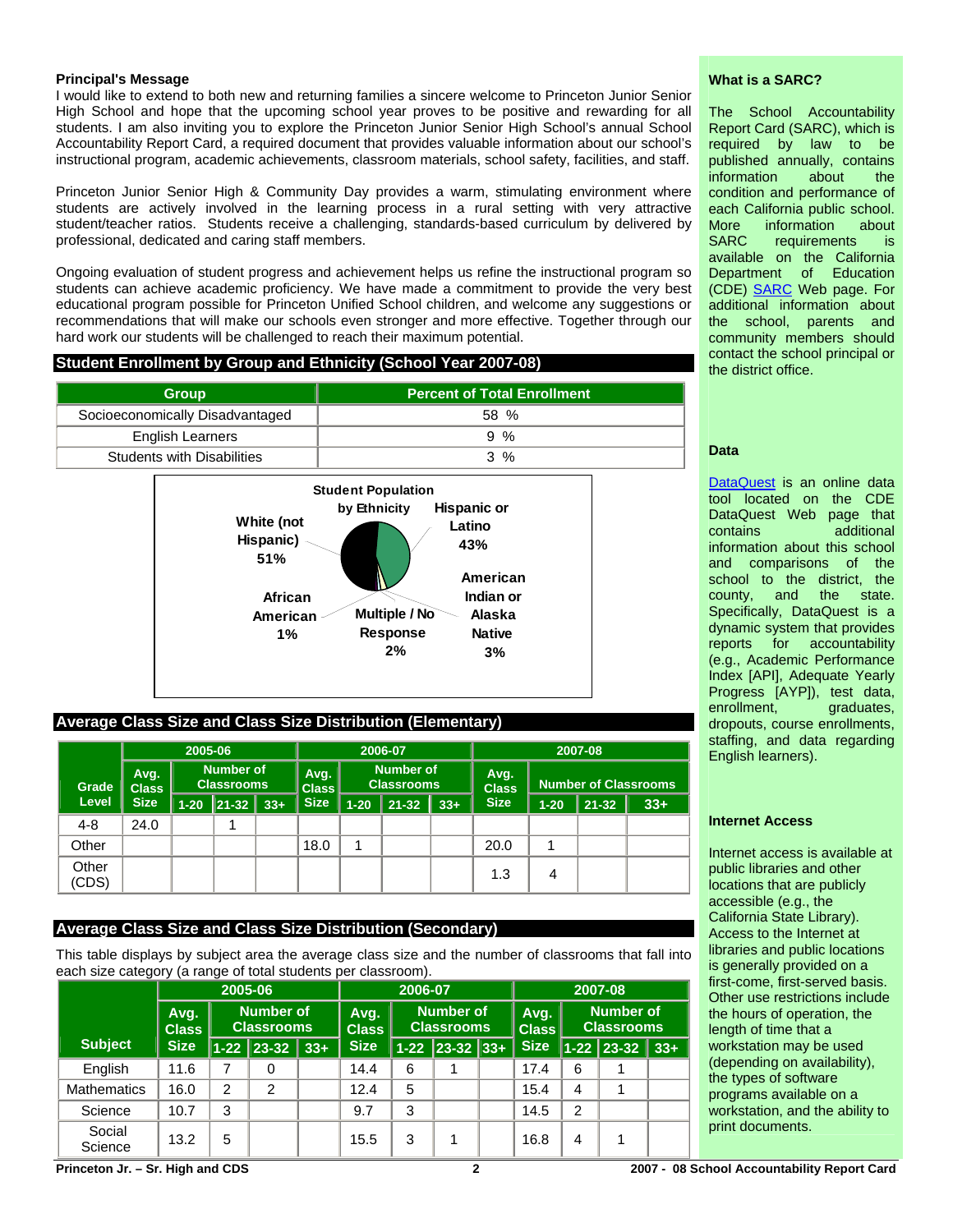**Principal's Message**

I would like to extend to both new and returning families a sincere welcome to Princeton Junior Senior High School and hope that the upcoming school year proves to be positive and rewarding for all students. I am also inviting you to explore the Princeton Junior Senior High School's annual School Accountability Report Card, a required document that provides valuable information about our school's instructional program, academic achievements, classroom materials, school safety, facilities, and staff.

Princeton Junior Senior High & Community Day provides a warm, stimulating environment where students are actively involved in the learning process in a rural setting with very attractive student/teacher ratios. Students receive a challenging, standards-based curriculum by delivered by professional, dedicated and caring staff members.

Ongoing evaluation of student progress and achievement helps us refine the instructional program so students can achieve academic proficiency. We have made a commitment to provide the very best educational program possible for Princeton Unified School children, and welcome any suggestions or recommendations that will make our schools even stronger and more effective. Together through our hard work our students will be challenged to reach their maximum potential.

## Student Enrollment by Group and Ethnicity (School Year 2007-08)

| Group | Percent of Total Enrollment |
|---|---|
| Socioeconomically Disadvantaged | 58 % |
| English Learners | 9 % |
| Students with Disabilities | 3 % |

**Student Population by Ethnicity**

- White (not Hispanic) 51%
- Hispanic or Latino 43%
- American Indian or Alaska Native 3%
- Multiple / No Response 2%
- African American 1%

## Average Class Size and Class Size Distribution (Elementary)

| Grade Level | 2005-06 Avg. Class Size | 2005-06 Number of Classrooms 1-20 | 21-32 | 33+ | 2006-07 Avg. Class Size | 2006-07 Number of Classrooms 1-20 | 21-32 | 33+ | 2007-08 Avg. Class Size | 2007-08 Number of Classrooms 1-20 | 21-32 | 33+ |
|---|---|---|---|---|---|---|---|---|---|---|---|---|
| 4-8 | 24.0 | | 1 | | | | | | | | | |
| Other | | | | | 18.0 | 1 | | | 20.0 | 1 | | |
| Other (CDS) | | | | | | | | | 1.3 | 4 | | |

## Average Class Size and Class Size Distribution (Secondary)

This table displays by subject area the average class size and the number of classrooms that fall into each size category (a range of total students per classroom).

| Subject | 2005-06 Avg. Class Size | 2005-06 Number of Classrooms 1-22 | 23-32 | 33+ | 2006-07 Avg. Class Size | 2006-07 Number of Classrooms 1-22 | 23-32 | 33+ | 2007-08 Avg. Class Size | 2007-08 Number of Classrooms 1-22 | 23-32 | 33+ |
|---|---|---|---|---|---|---|---|---|---|---|---|---|
| English | 11.6 | 7 | 0 | | 14.4 | 6 | 1 | | 17.4 | 6 | 1 | |
| Mathematics | 16.0 | 2 | 2 | | 12.4 | 5 | | | 15.4 | 4 | 1 | |
| Science | 10.7 | 3 | | | 9.7 | 3 | | | 14.5 | 2 | | |
| Social Science | 13.2 | 5 | | | 15.5 | 3 | 1 | | 16.8 | 4 | 1 | |

**What is a SARC?**

The School Accountability Report Card (SARC), which is required by law to be published annually, contains information about the condition and performance of each California public school. More information about SARC requirements is available on the California Department of Education (CDE) SARC Web page. For additional information about the school, parents and community members should contact the school principal or the district office.

**Data**

DataQuest is an online data tool located on the CDE DataQuest Web page that contains additional information about this school and comparisons of the school to the district, the county, and the state. Specifically, DataQuest is a dynamic system that provides reports for accountability (e.g., Academic Performance Index [API], Adequate Yearly Progress [AYP]), test data, enrollment, graduates, dropouts, course enrollments, staffing, and data regarding English learners).

**Internet Access**

Internet access is available at public libraries and other locations that are publicly accessible (e.g., the California State Library). Access to the Internet at libraries and public locations is generally provided on a first-come, first-served basis. Other use restrictions include the hours of operation, the length of time that a workstation may be used (depending on availability), the types of software programs available on a workstation, and the ability to print documents.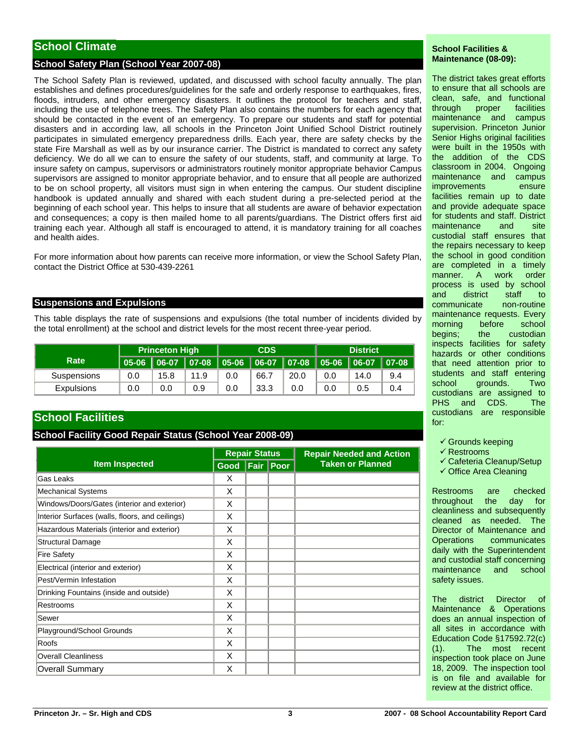## School Climate

### School Safety Plan (School Year 2007-08)

The School Safety Plan is reviewed, updated, and discussed with school faculty annually. The plan establishes and defines procedures/guidelines for the safe and orderly response to earthquakes, fires, floods, intruders, and other emergency disasters. It outlines the protocol for teachers and staff, including the use of telephone trees. The Safety Plan also contains the numbers for each agency that should be contacted in the event of an emergency. To prepare our students and staff for potential disasters and in according law, all schools in the Princeton Joint Unified School District routinely participates in simulated emergency preparedness drills. Each year, there are safety checks by the state Fire Marshall as well as by our insurance carrier. The District is mandated to correct any safety deficiency. We do all we can to ensure the safety of our students, staff, and community at large. To insure safety on campus, supervisors or administrators routinely monitor appropriate behavior Campus supervisors are assigned to monitor appropriate behavior, and to ensure that all people are authorized to be on school property, all visitors must sign in when entering the campus. Our student discipline handbook is updated annually and shared with each student during a pre-selected period at the beginning of each school year. This helps to insure that all students are aware of behavior expectation and consequences; a copy is then mailed home to all parents/guardians. The District offers first aid training each year. Although all staff is encouraged to attend, it is mandatory training for all coaches and health aides.

For more information about how parents can receive more information, or view the School Safety Plan, contact the District Office at 530-439-2261

### Suspensions and Expulsions

This table displays the rate of suspensions and expulsions (the total number of incidents divided by the total enrollment) at the school and district levels for the most recent three-year period.

| Rate | Princeton High | | | CDS | | | District | | |
|---|---|---|---|---|---|---|---|---|---|
| | 05-06 | 06-07 | 07-08 | 05-06 | 06-07 | 07-08 | 05-06 | 06-07 | 07-08 |
| Suspensions | 0.0 | 15.8 | 11.9 | 0.0 | 66.7 | 20.0 | 0.0 | 14.0 | 9.4 |
| Expulsions | 0.0 | 0.0 | 0.9 | 0.0 | 33.3 | 0.0 | 0.0 | 0.5 | 0.4 |

## School Facilities

### School Facility Good Repair Status (School Year 2008-09)

| Item Inspected | Repair Status | | | Repair Needed and Action Taken or Planned |
|---|---|---|---|---|
| | Good | Fair | Poor | |
| Gas Leaks | X | | | |
| Mechanical Systems | X | | | |
| Windows/Doors/Gates (interior and exterior) | X | | | |
| Interior Surfaces (walls, floors, and ceilings) | X | | | |
| Hazardous Materials (interior and exterior) | X | | | |
| Structural Damage | X | | | |
| Fire Safety | X | | | |
| Electrical (interior and exterior) | X | | | |
| Pest/Vermin Infestation | X | | | |
| Drinking Fountains (inside and outside) | X | | | |
| Restrooms | X | | | |
| Sewer | X | | | |
| Playground/School Grounds | X | | | |
| Roofs | X | | | |
| Overall Cleanliness | X | | | |
| Overall Summary | X | | | |

### School Facilities & Maintenance (08-09):

The district takes great efforts to ensure that all schools are clean, safe, and functional through proper facilities maintenance and campus supervision. Princeton Junior Senior Highs original facilities were built in the 1950s with the addition of the CDS classroom in 2004. Ongoing maintenance and campus improvements ensure facilities remain up to date and provide adequate space for students and staff. District maintenance and site custodial staff ensures that the repairs necessary to keep the school in good condition are completed in a timely manner. A work order process is used by school and district staff to communicate non-routine maintenance requests. Every morning before school begins; the custodian inspects facilities for safety hazards or other conditions that need attention prior to students and staff entering school grounds. Two custodians are assigned to PHS and CDS. The custodians are responsible for:

- ✓ Grounds keeping
- ✓ Restrooms
- ✓ Cafeteria Cleanup/Setup
- ✓ Office Area Cleaning

Restrooms are checked throughout the day for cleanliness and subsequently cleaned as needed. The Director of Maintenance and Operations communicates daily with the Superintendent and custodial staff concerning maintenance and school safety issues.

The district Director of Maintenance & Operations does an annual inspection of all sites in accordance with Education Code §17592.72(c)(1). The most recent inspection took place on June 18, 2009. The inspection tool is on file and available for review at the district office.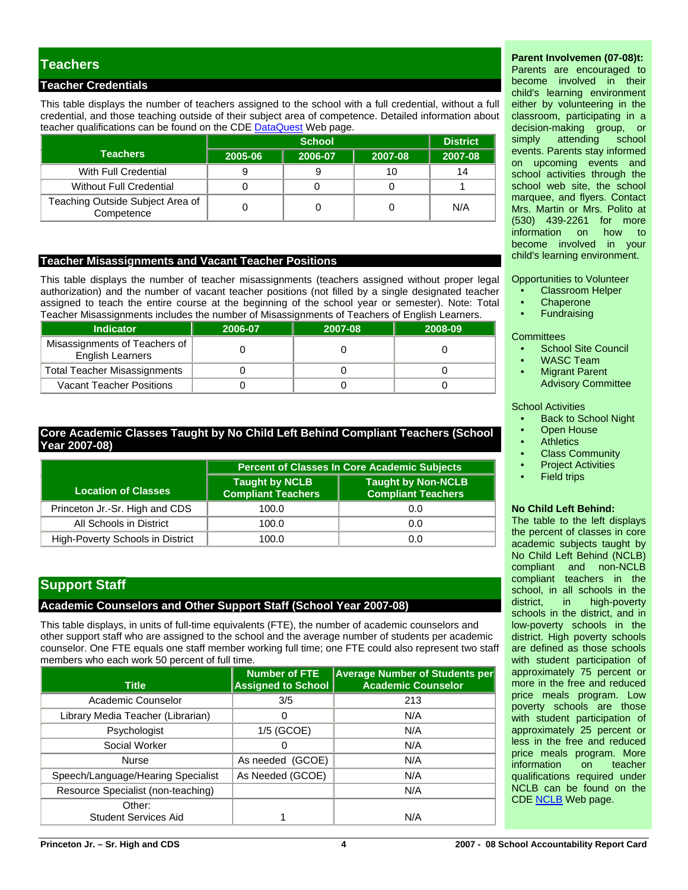## Teachers

### Teacher Credentials

This table displays the number of teachers assigned to the school with a full credential, without a full credential, and those teaching outside of their subject area of competence. Detailed information about teacher qualifications can be found on the CDE DataQuest Web page.

| Teachers | School | | | District |
|---|---|---|---|---|
| | 2005-06 | 2006-07 | 2007-08 | 2007-08 |
| With Full Credential | 9 | 9 | 10 | 14 |
| Without Full Credential | 0 | 0 | 0 | 1 |
| Teaching Outside Subject Area of Competence | 0 | 0 | 0 | N/A |

### Teacher Misassignments and Vacant Teacher Positions

This table displays the number of teacher misassignments (teachers assigned without proper legal authorization) and the number of vacant teacher positions (not filled by a single designated teacher assigned to teach the entire course at the beginning of the school year or semester). Note: Total Teacher Misassignments includes the number of Misassignments of Teachers of English Learners.

| Indicator | 2006-07 | 2007-08 | 2008-09 |
|---|---|---|---|
| Misassignments of Teachers of English Learners | 0 | 0 | 0 |
| Total Teacher Misassignments | 0 | 0 | 0 |
| Vacant Teacher Positions | 0 | 0 | 0 |

### Core Academic Classes Taught by No Child Left Behind Compliant Teachers (School Year 2007-08)

| Location of Classes | Percent of Classes In Core Academic Subjects | |
|---|---|---|
| | Taught by NCLB Compliant Teachers | Taught by Non-NCLB Compliant Teachers |
| Princeton Jr.-Sr. High and CDS | 100.0 | 0.0 |
| All Schools in District | 100.0 | 0.0 |
| High-Poverty Schools in District | 100.0 | 0.0 |

## Support Staff

### Academic Counselors and Other Support Staff (School Year 2007-08)

This table displays, in units of full-time equivalents (FTE), the number of academic counselors and other support staff who are assigned to the school and the average number of students per academic counselor. One FTE equals one staff member working full time; one FTE could also represent two staff members who each work 50 percent of full time.

| Title | Number of FTE Assigned to School | Average Number of Students per Academic Counselor |
|---|---|---|
| Academic Counselor | 3/5 | 213 |
| Library Media Teacher (Librarian) | 0 | N/A |
| Psychologist | 1/5 (GCOE) | N/A |
| Social Worker | 0 | N/A |
| Nurse | As needed (GCOE) | N/A |
| Speech/Language/Hearing Specialist | As Needed (GCOE) | N/A |
| Resource Specialist (non-teaching) | | N/A |
| Other: Student Services Aid | 1 | N/A |

**Parent Involvemen (07-08)t:** Parents are encouraged to become involved in their child's learning environment either by volunteering in the classroom, participating in a decision-making group, or simply attending school events. Parents stay informed on upcoming events and school activities through the school web site, the school marquee, and flyers. Contact Mrs. Martin or Mrs. Polito at (530) 439-2261 for more information on how to become involved in your child's learning environment.

Opportunities to Volunteer
- Classroom Helper
- Chaperone
- Fundraising

Committees
- School Site Council
- WASC Team
- Migrant Parent Advisory Committee

School Activities
- Back to School Night
- Open House
- Athletics
- Class Community
- Project Activities
- Field trips

**No Child Left Behind:** The table to the left displays the percent of classes in core academic subjects taught by No Child Left Behind (NCLB) compliant and non-NCLB compliant teachers in the school, in all schools in the district, in high-poverty schools in the district, and in low-poverty schools in the district. High poverty schools are defined as those schools with student participation of approximately 75 percent or more in the free and reduced price meals program. Low poverty schools are those with student participation of approximately 25 percent or less in the free and reduced price meals program. More information on teacher qualifications required under NCLB can be found on the CDE NCLB Web page.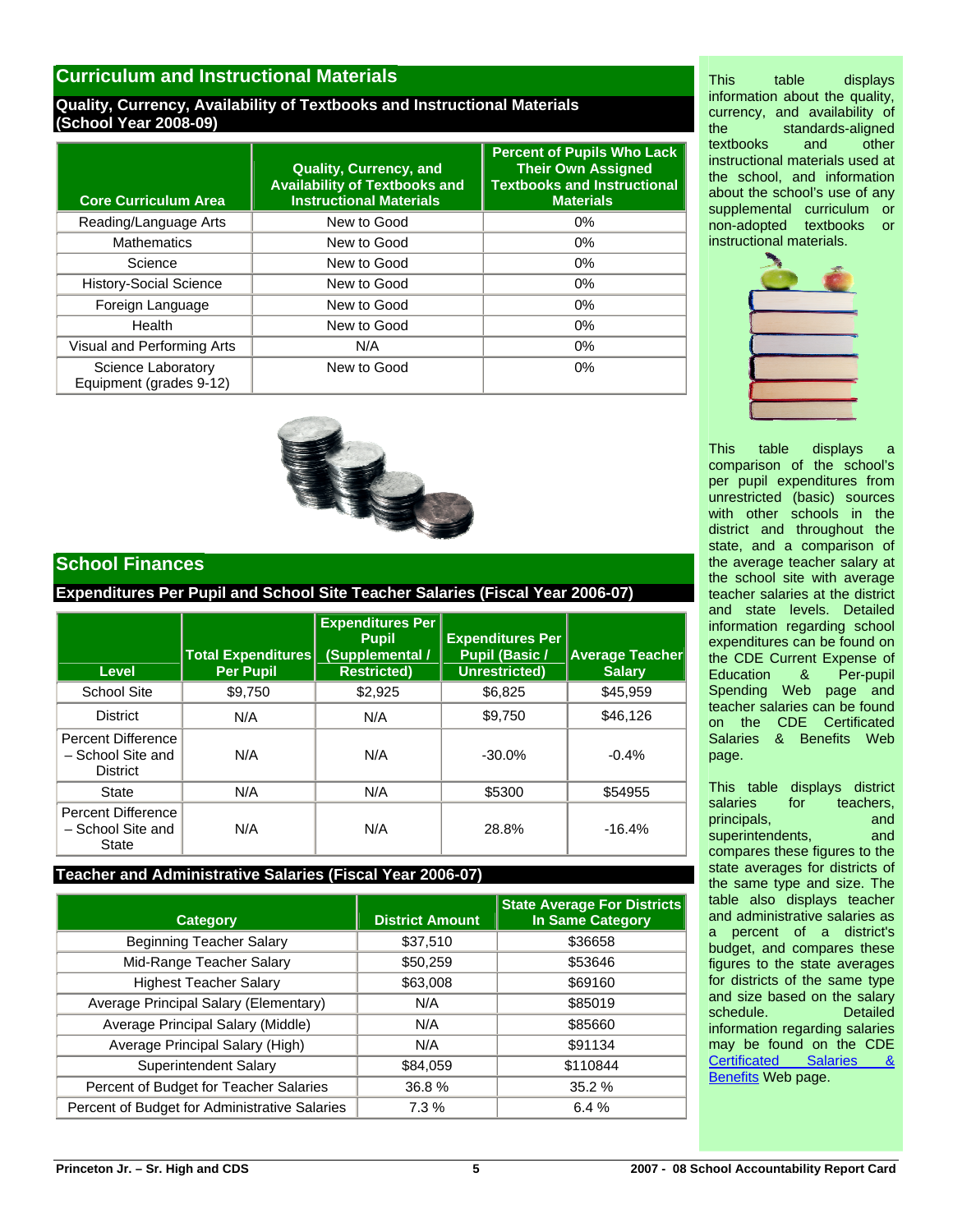## Curriculum and Instructional Materials

### Quality, Currency, Availability of Textbooks and Instructional Materials (School Year 2008-09)

| Core Curriculum Area | Quality, Currency, and Availability of Textbooks and Instructional Materials | Percent of Pupils Who Lack Their Own Assigned Textbooks and Instructional Materials |
|---|---|---|
| Reading/Language Arts | New to Good | 0% |
| Mathematics | New to Good | 0% |
| Science | New to Good | 0% |
| History-Social Science | New to Good | 0% |
| Foreign Language | New to Good | 0% |
| Health | New to Good | 0% |
| Visual and Performing Arts | N/A | 0% |
| Science Laboratory Equipment (grades 9-12) | New to Good | 0% |

This table displays information about the quality, currency, and availability of the standards-aligned textbooks and other instructional materials used at the school, and information about the school's use of any supplemental curriculum or non-adopted textbooks or instructional materials.

## School Finances

### Expenditures Per Pupil and School Site Teacher Salaries (Fiscal Year 2006-07)

| Level | Total Expenditures Per Pupil | Expenditures Per Pupil (Supplemental / Restricted) | Expenditures Per Pupil (Basic / Unrestricted) | Average Teacher Salary |
|---|---|---|---|---|
| School Site | $9,750 | $2,925 | $6,825 | $45,959 |
| District | N/A | N/A | $9,750 | $46,126 |
| Percent Difference – School Site and District | N/A | N/A | -30.0% | -0.4% |
| State | N/A | N/A | $5300 | $54955 |
| Percent Difference – School Site and State | N/A | N/A | 28.8% | -16.4% |

This table displays a comparison of the school's per pupil expenditures from unrestricted (basic) sources with other schools in the district and throughout the state, and a comparison of the average teacher salary at the school site with average teacher salaries at the district and state levels. Detailed information regarding school expenditures can be found on the CDE Current Expense of Education & Per-pupil Spending Web page and teacher salaries can be found on the CDE Certificated Salaries & Benefits Web page.

### Teacher and Administrative Salaries (Fiscal Year 2006-07)

| Category | District Amount | State Average For Districts In Same Category |
|---|---|---|
| Beginning Teacher Salary | $37,510 | $36658 |
| Mid-Range Teacher Salary | $50,259 | $53646 |
| Highest Teacher Salary | $63,008 | $69160 |
| Average Principal Salary (Elementary) | N/A | $85019 |
| Average Principal Salary (Middle) | N/A | $85660 |
| Average Principal Salary (High) | N/A | $91134 |
| Superintendent Salary | $84,059 | $110844 |
| Percent of Budget for Teacher Salaries | 36.8 % | 35.2 % |
| Percent of Budget for Administrative Salaries | 7.3 % | 6.4 % |

This table displays district salaries for teachers, principals, and superintendents, and compares these figures to the state averages for districts of the same type and size. The table also displays teacher and administrative salaries as a percent of a district's budget, and compares these figures to the state averages for districts of the same type and size based on the salary schedule. Detailed information regarding salaries may be found on the CDE Certificated Salaries & Benefits Web page.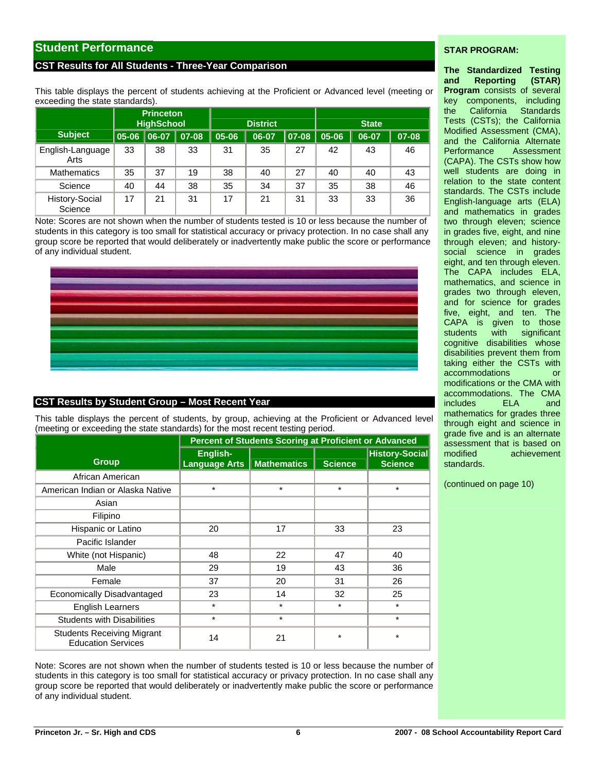## Student Performance

### CST Results for All Students - Three-Year Comparison

This table displays the percent of students achieving at the Proficient or Advanced level (meeting or exceeding the state standards).

| Subject | Princeton HighSchool | | | District | | | State | | |
|---|---|---|---|---|---|---|---|---|---|
| | 05-06 | 06-07 | 07-08 | 05-06 | 06-07 | 07-08 | 05-06 | 06-07 | 07-08 |
| English-Language Arts | 33 | 38 | 33 | 31 | 35 | 27 | 42 | 43 | 46 |
| Mathematics | 35 | 37 | 19 | 38 | 40 | 27 | 40 | 40 | 43 |
| Science | 40 | 44 | 38 | 35 | 34 | 37 | 35 | 38 | 46 |
| History-Social Science | 17 | 21 | 31 | 17 | 21 | 31 | 33 | 33 | 36 |

Note: Scores are not shown when the number of students tested is 10 or less because the number of students in this category is too small for statistical accuracy or privacy protection. In no case shall any group score be reported that would deliberately or inadvertently make public the score or performance of any individual student.

### CST Results by Student Group – Most Recent Year

This table displays the percent of students, by group, achieving at the Proficient or Advanced level (meeting or exceeding the state standards) for the most recent testing period.

| Group | Percent of Students Scoring at Proficient or Advanced | | | |
|---|---|---|---|---|
| | English-Language Arts | Mathematics | Science | History-Social Science |
| African American | | | | |
| American Indian or Alaska Native | * | * | * | * |
| Asian | | | | |
| Filipino | | | | |
| Hispanic or Latino | 20 | 17 | 33 | 23 |
| Pacific Islander | | | | |
| White (not Hispanic) | 48 | 22 | 47 | 40 |
| Male | 29 | 19 | 43 | 36 |
| Female | 37 | 20 | 31 | 26 |
| Economically Disadvantaged | 23 | 14 | 32 | 25 |
| English Learners | * | * | * | * |
| Students with Disabilities | * | * | | * |
| Students Receiving Migrant Education Services | 14 | 21 | * | * |

Note: Scores are not shown when the number of students tested is 10 or less because the number of students in this category is too small for statistical accuracy or privacy protection. In no case shall any group score be reported that would deliberately or inadvertently make public the score or performance of any individual student.

**STAR PROGRAM:**

**The Standardized Testing and Reporting (STAR) Program** consists of several key components, including the California Standards Tests (CSTs); the California Modified Assessment (CMA), and the California Alternate Performance Assessment (CAPA). The CSTs show how well students are doing in relation to the state content standards. The CSTs include English-language arts (ELA) and mathematics in grades two through eleven; science in grades five, eight, and nine through eleven; and history-social science in grades eight, and ten through eleven. The CAPA includes ELA, mathematics, and science in grades two through eleven, and for science for grades five, eight, and ten. The CAPA is given to those students with significant cognitive disabilities whose disabilities prevent them from taking either the CSTs with accommodations or modifications or the CMA with accommodations. The CMA includes ELA and mathematics for grades three through eight and science in grade five and is an alternate assessment that is based on modified achievement standards.

(continued on page 10)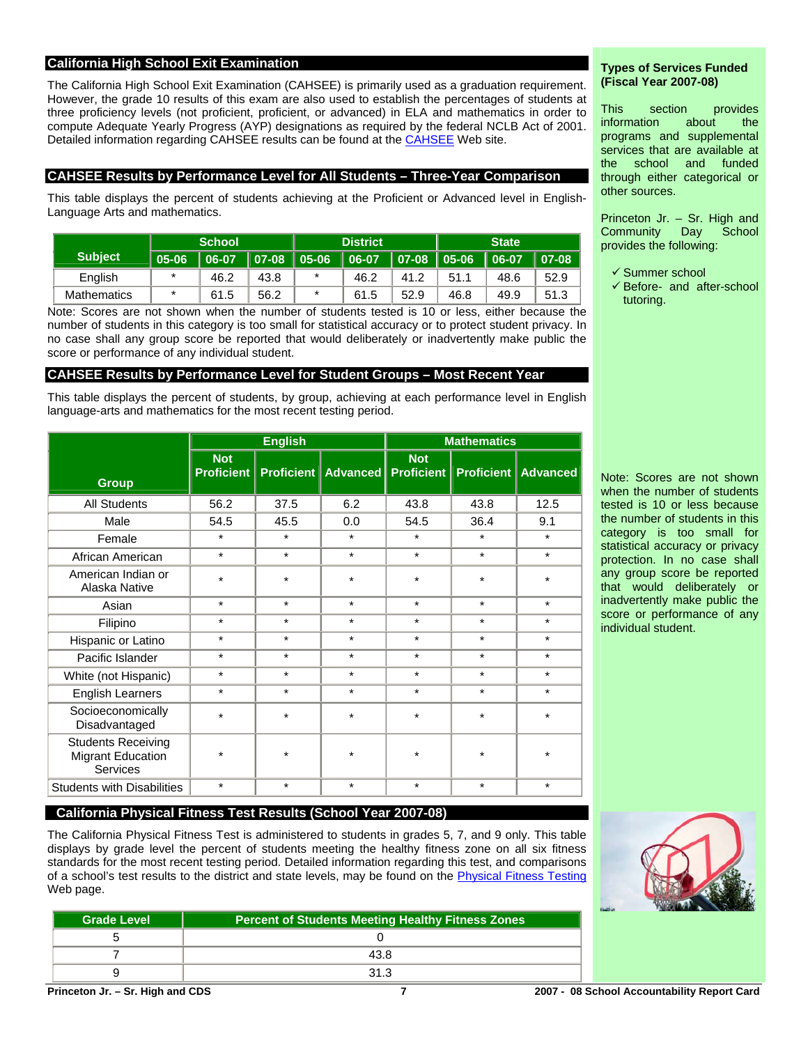## California High School Exit Examination

The California High School Exit Examination (CAHSEE) is primarily used as a graduation requirement. However, the grade 10 results of this exam are also used to establish the percentages of students at three proficiency levels (not proficient, proficient, or advanced) in ELA and mathematics in order to compute Adequate Yearly Progress (AYP) designations as required by the federal NCLB Act of 2001. Detailed information regarding CAHSEE results can be found at the CAHSEE Web site.

## CAHSEE Results by Performance Level for All Students – Three-Year Comparison

This table displays the percent of students achieving at the Proficient or Advanced level in English-Language Arts and mathematics.

| Subject | School | | | District | | | State | | |
|---|---|---|---|---|---|---|---|---|---|
| | 05-06 | 06-07 | 07-08 | 05-06 | 06-07 | 07-08 | 05-06 | 06-07 | 07-08 |
| English | * | 46.2 | 43.8 | * | 46.2 | 41.2 | 51.1 | 48.6 | 52.9 |
| Mathematics | * | 61.5 | 56.2 | * | 61.5 | 52.9 | 46.8 | 49.9 | 51.3 |

Note: Scores are not shown when the number of students tested is 10 or less, either because the number of students in this category is too small for statistical accuracy or to protect student privacy. In no case shall any group score be reported that would deliberately or inadvertently make public the score or performance of any individual student.

## CAHSEE Results by Performance Level for Student Groups – Most Recent Year

This table displays the percent of students, by group, achieving at each performance level in English language-arts and mathematics for the most recent testing period.

| Group | English | | | Mathematics | | |
|---|---|---|---|---|---|---|
| | Not Proficient | Proficient | Advanced | Not Proficient | Proficient | Advanced |
| All Students | 56.2 | 37.5 | 6.2 | 43.8 | 43.8 | 12.5 |
| Male | 54.5 | 45.5 | 0.0 | 54.5 | 36.4 | 9.1 |
| Female | * | * | * | * | * | * |
| African American | * | * | * | * | * | * |
| American Indian or Alaska Native | * | * | * | * | * | * |
| Asian | * | * | * | * | * | * |
| Filipino | * | * | * | * | * | * |
| Hispanic or Latino | * | * | * | * | * | * |
| Pacific Islander | * | * | * | * | * | * |
| White (not Hispanic) | * | * | * | * | * | * |
| English Learners | * | * | * | * | * | * |
| Socioeconomically Disadvantaged | * | * | * | * | * | * |
| Students Receiving Migrant Education Services | * | * | * | * | * | * |
| Students with Disabilities | * | * | * | * | * | * |

## California Physical Fitness Test Results (School Year 2007-08)

The California Physical Fitness Test is administered to students in grades 5, 7, and 9 only. This table displays by grade level the percent of students meeting the healthy fitness zone on all six fitness standards for the most recent testing period. Detailed information regarding this test, and comparisons of a school's test results to the district and state levels, may be found on the Physical Fitness Testing Web page.

| Grade Level | Percent of Students Meeting Healthy Fitness Zones |
|---|---|
| 5 | 0 |
| 7 | 43.8 |
| 9 | 31.3 |

### Types of Services Funded (Fiscal Year 2007-08)

This section provides information about the programs and supplemental services that are available at the school and funded through either categorical or other sources.

Princeton Jr. – Sr. High and Community Day School provides the following:

- ✓ Summer school
- ✓ Before- and after-school tutoring.

Note: Scores are not shown when the number of students tested is 10 or less because the number of students in this category is too small for statistical accuracy or privacy protection. In no case shall any group score be reported that would deliberately or inadvertently make public the score or performance of any individual student.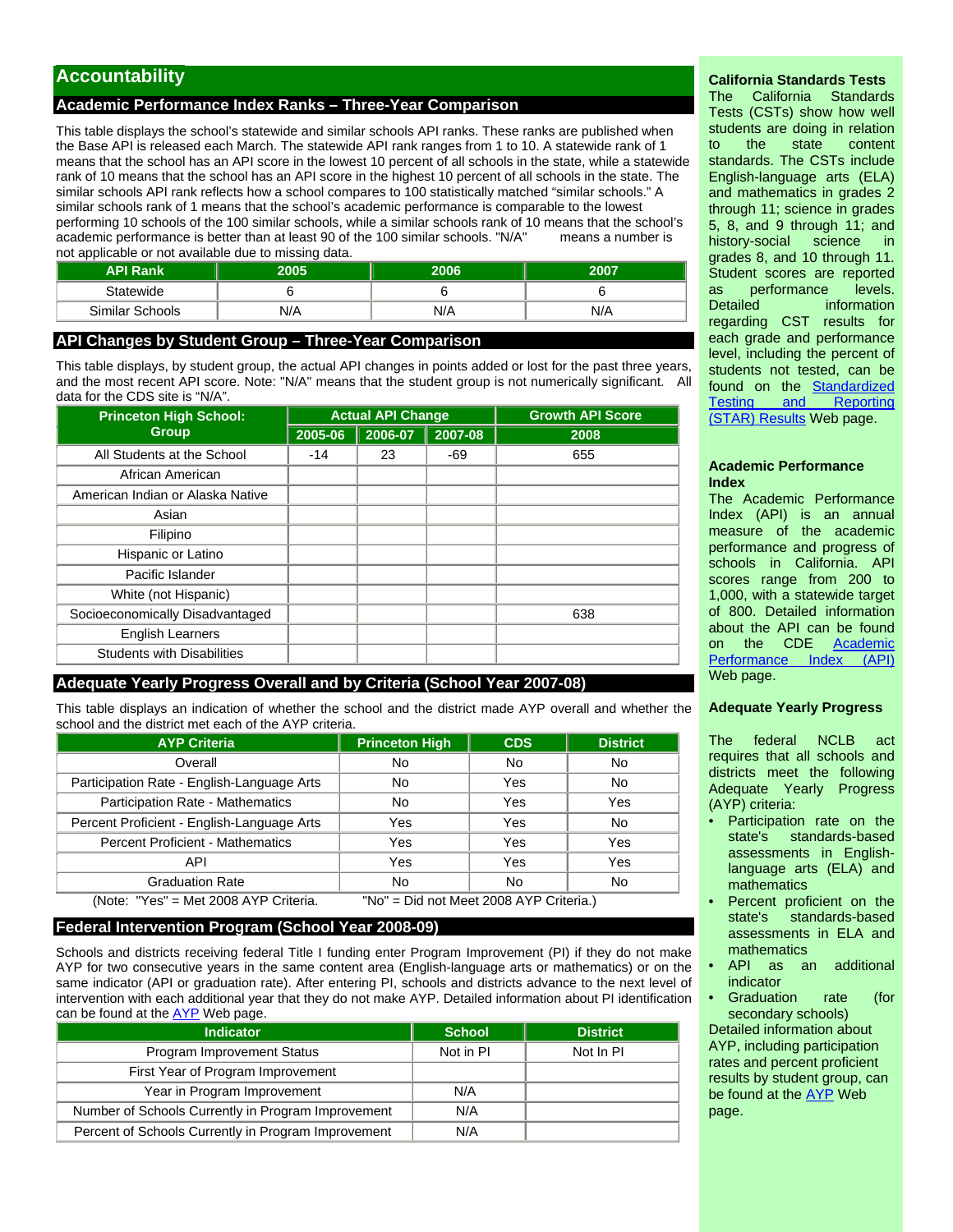# Accountability

## Academic Performance Index Ranks – Three-Year Comparison

This table displays the school's statewide and similar schools API ranks. These ranks are published when the Base API is released each March. The statewide API rank ranges from 1 to 10. A statewide rank of 1 means that the school has an API score in the lowest 10 percent of all schools in the state, while a statewide rank of 10 means that the school has an API score in the highest 10 percent of all schools in the state. The similar schools API rank reflects how a school compares to 100 statistically matched "similar schools." A similar schools rank of 1 means that the school's academic performance is comparable to the lowest performing 10 schools of the 100 similar schools, while a similar schools rank of 10 means that the school's academic performance is better than at least 90 of the 100 similar schools. "N/A" means a number is not applicable or not available due to missing data.

| API Rank | 2005 | 2006 | 2007 |
|---|---|---|---|
| Statewide | 6 | 6 | 6 |
| Similar Schools | N/A | N/A | N/A |

## API Changes by Student Group – Three-Year Comparison

This table displays, by student group, the actual API changes in points added or lost for the past three years, and the most recent API score. Note: "N/A" means that the student group is not numerically significant. All data for the CDS site is "N/A".

| Princeton High School: Group | Actual API Change | | | Growth API Score |
|---|---|---|---|---|
| | 2005-06 | 2006-07 | 2007-08 | 2008 |
| All Students at the School | -14 | 23 | -69 | 655 |
| African American | | | | |
| American Indian or Alaska Native | | | | |
| Asian | | | | |
| Filipino | | | | |
| Hispanic or Latino | | | | |
| Pacific Islander | | | | |
| White (not Hispanic) | | | | |
| Socioeconomically Disadvantaged | | | | 638 |
| English Learners | | | | |
| Students with Disabilities | | | | |

## Adequate Yearly Progress Overall and by Criteria (School Year 2007-08)

This table displays an indication of whether the school and the district made AYP overall and whether the school and the district met each of the AYP criteria.

| AYP Criteria | Princeton High | CDS | District |
|---|---|---|---|
| Overall | No | No | No |
| Participation Rate - English-Language Arts | No | Yes | No |
| Participation Rate - Mathematics | No | Yes | Yes |
| Percent Proficient - English-Language Arts | Yes | Yes | No |
| Percent Proficient - Mathematics | Yes | Yes | Yes |
| API | Yes | Yes | Yes |
| Graduation Rate | No | No | No |

(Note: "Yes" = Met 2008 AYP Criteria. "No" = Did not Meet 2008 AYP Criteria.)

## Federal Intervention Program (School Year 2008-09)

Schools and districts receiving federal Title I funding enter Program Improvement (PI) if they do not make AYP for two consecutive years in the same content area (English-language arts or mathematics) or on the same indicator (API or graduation rate). After entering PI, schools and districts advance to the next level of intervention with each additional year that they do not make AYP. Detailed information about PI identification can be found at the AYP Web page.

| Indicator | School | District |
|---|---|---|
| Program Improvement Status | Not in PI | Not In PI |
| First Year of Program Improvement | | |
| Year in Program Improvement | N/A | |
| Number of Schools Currently in Program Improvement | N/A | |
| Percent of Schools Currently in Program Improvement | N/A | |

### California Standards Tests

The California Standards Tests (CSTs) show how well students are doing in relation to the state content standards. The CSTs include English-language arts (ELA) and mathematics in grades 2 through 11; science in grades 5, 8, and 9 through 11; and history-social science in grades 8, and 10 through 11. Student scores are reported as performance levels. Detailed information regarding CST results for each grade and performance level, including the percent of students not tested, can be found on the Standardized Testing and Reporting (STAR) Results Web page.

### Academic Performance Index

The Academic Performance Index (API) is an annual measure of the academic performance and progress of schools in California. API scores range from 200 to 1,000, with a statewide target of 800. Detailed information about the API can be found on the CDE Academic Performance Index (API) Web page.

### Adequate Yearly Progress

The federal NCLB act requires that all schools and districts meet the following Adequate Yearly Progress (AYP) criteria:

- Participation rate on the state's standards-based assessments in English-language arts (ELA) and mathematics
- Percent proficient on the state's standards-based assessments in ELA and mathematics
- API as an additional indicator
- Graduation rate (for secondary schools)

Detailed information about AYP, including participation rates and percent proficient results by student group, can be found at the AYP Web page.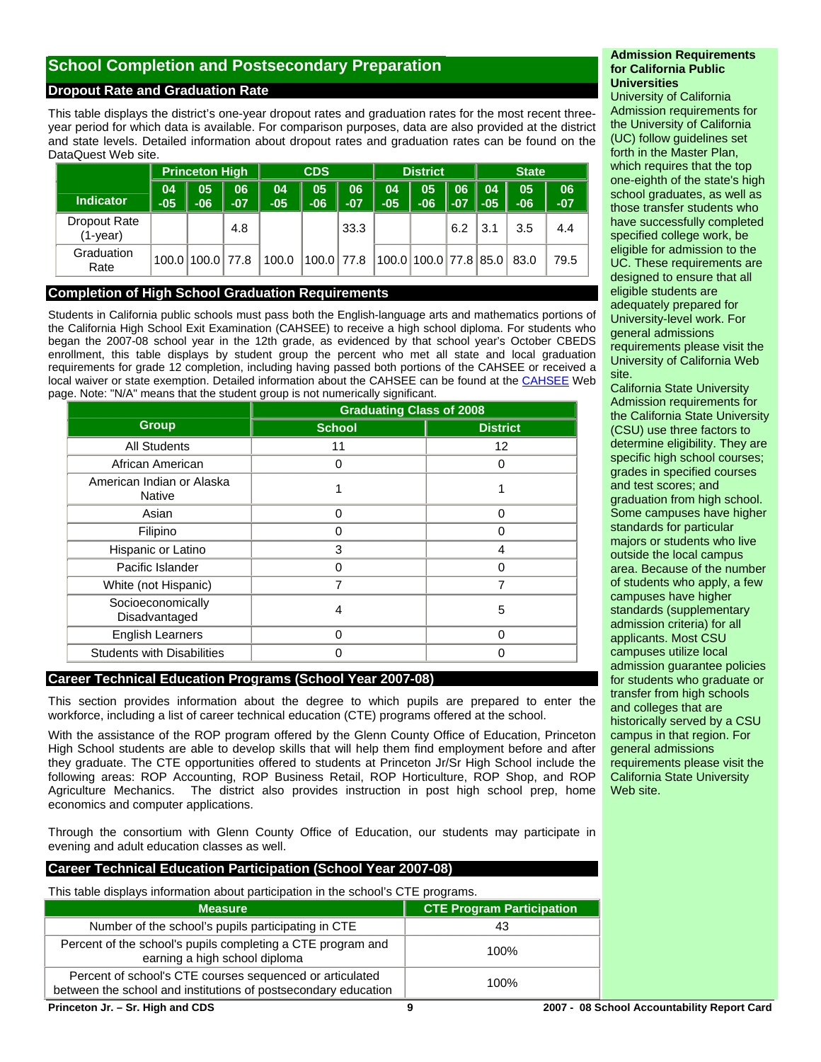## School Completion and Postsecondary Preparation

### Dropout Rate and Graduation Rate

This table displays the district's one-year dropout rates and graduation rates for the most recent three-year period for which data is available. For comparison purposes, data are also provided at the district and state levels. Detailed information about dropout rates and graduation rates can be found on the DataQuest Web site.

| Indicator | Princeton High | | | CDS | | | District | | | State | | |
|---|---|---|---|---|---|---|---|---|---|---|---|---|
| | 04-05 | 05-06 | 06-07 | 04-05 | 05-06 | 06-07 | 04-05 | 05-06 | 06-07 | 04-05 | 05-06 | 06-07 |
| Dropout Rate (1-year) | | | 4.8 | | | 33.3 | | | 6.2 | 3.1 | 3.5 | 4.4 |
| Graduation Rate | 100.0 | 100.0 | 77.8 | 100.0 | 100.0 | 77.8 | 100.0 | 100.0 | 77.8 | 85.0 | 83.0 | 79.5 |

### Completion of High School Graduation Requirements

Students in California public schools must pass both the English-language arts and mathematics portions of the California High School Exit Examination (CAHSEE) to receive a high school diploma. For students who began the 2007-08 school year in the 12th grade, as evidenced by that school year's October CBEDS enrollment, this table displays by student group the percent who met all state and local graduation requirements for grade 12 completion, including having passed both portions of the CAHSEE or received a local waiver or state exemption. Detailed information about the CAHSEE can be found at the CAHSEE Web page. Note: "N/A" means that the student group is not numerically significant.

| Group | Graduating Class of 2008 | |
|---|---|---|
| | School | District |
| All Students | 11 | 12 |
| African American | 0 | 0 |
| American Indian or Alaska Native | 1 | 1 |
| Asian | 0 | 0 |
| Filipino | 0 | 0 |
| Hispanic or Latino | 3 | 4 |
| Pacific Islander | 0 | 0 |
| White (not Hispanic) | 7 | 7 |
| Socioeconomically Disadvantaged | 4 | 5 |
| English Learners | 0 | 0 |
| Students with Disabilities | 0 | 0 |

### Career Technical Education Programs (School Year 2007-08)

This section provides information about the degree to which pupils are prepared to enter the workforce, including a list of career technical education (CTE) programs offered at the school.

With the assistance of the ROP program offered by the Glenn County Office of Education, Princeton High School students are able to develop skills that will help them find employment before and after they graduate. The CTE opportunities offered to students at Princeton Jr/Sr High School include the following areas: ROP Accounting, ROP Business Retail, ROP Horticulture, ROP Shop, and ROP Agriculture Mechanics. The district also provides instruction in post high school prep, home economics and computer applications.

Through the consortium with Glenn County Office of Education, our students may participate in evening and adult education classes as well.

### Career Technical Education Participation (School Year 2007-08)

This table displays information about participation in the school's CTE programs.

| Measure | CTE Program Participation |
|---|---|
| Number of the school's pupils participating in CTE | 43 |
| Percent of the school's pupils completing a CTE program and earning a high school diploma | 100% |
| Percent of school's CTE courses sequenced or articulated between the school and institutions of postsecondary education | 100% |

**Admission Requirements for California Public Universities**

University of California Admission requirements for the University of California (UC) follow guidelines set forth in the Master Plan, which requires that the top one-eighth of the state's high school graduates, as well as those transfer students who have successfully completed specified college work, be eligible for admission to the UC. These requirements are designed to ensure that all eligible students are adequately prepared for University-level work. For general admissions requirements please visit the University of California Web site.

California State University Admission requirements for the California State University (CSU) use three factors to determine eligibility. They are specific high school courses; grades in specified courses and test scores; and graduation from high school. Some campuses have higher standards for particular majors or students who live outside the local campus area. Because of the number of students who apply, a few campuses have higher standards (supplementary admission criteria) for all applicants. Most CSU campuses utilize local admission guarantee policies for students who graduate or transfer from high schools and colleges that are historically served by a CSU campus in that region. For general admissions requirements please visit the California State University Web site.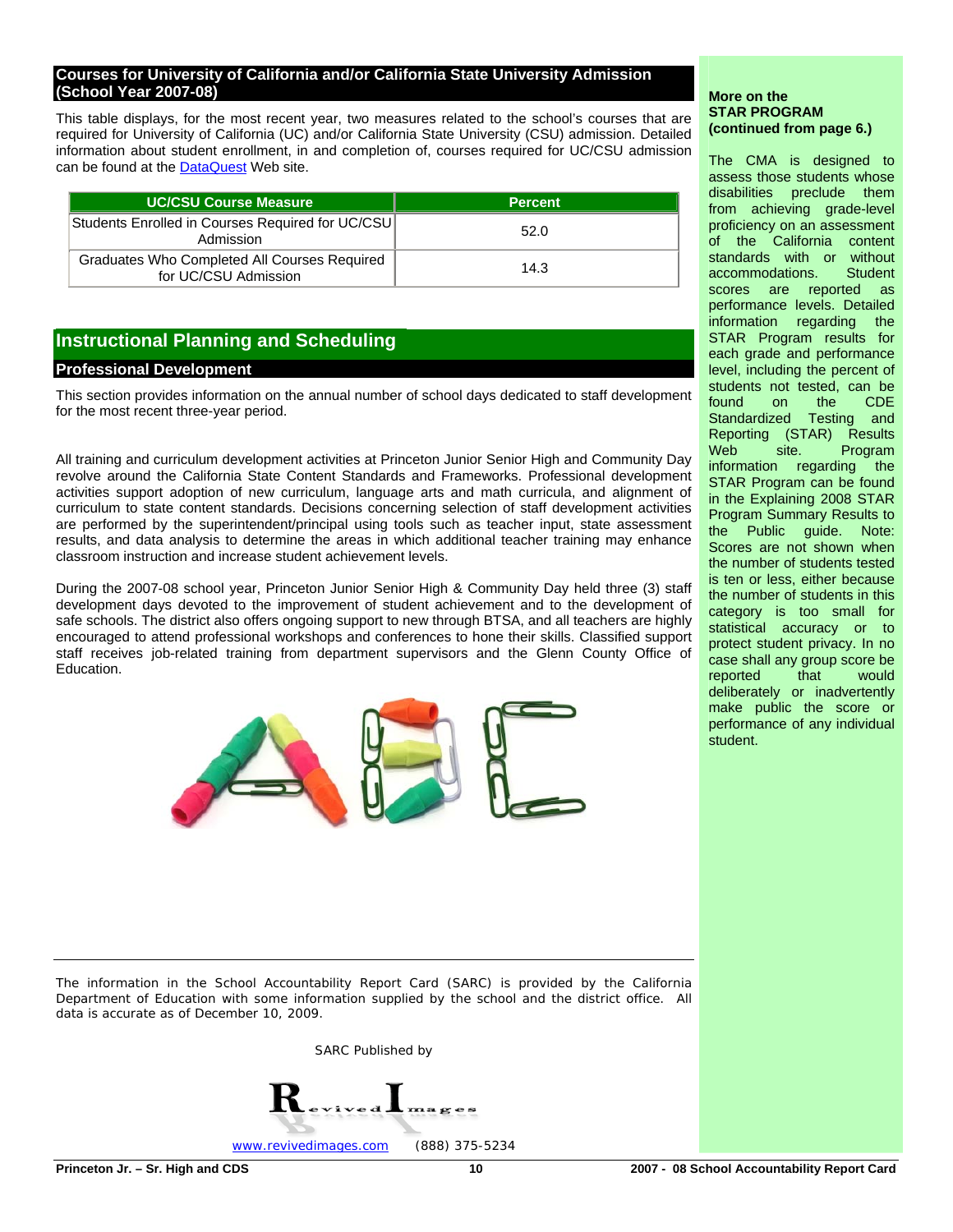## Courses for University of California and/or California State University Admission (School Year 2007-08)

This table displays, for the most recent year, two measures related to the school's courses that are required for University of California (UC) and/or California State University (CSU) admission. Detailed information about student enrollment, in and completion of, courses required for UC/CSU admission can be found at the DataQuest Web site.

| UC/CSU Course Measure | Percent |
|---|---|
| Students Enrolled in Courses Required for UC/CSU Admission | 52.0 |
| Graduates Who Completed All Courses Required for UC/CSU Admission | 14.3 |

# Instructional Planning and Scheduling

## Professional Development

This section provides information on the annual number of school days dedicated to staff development for the most recent three-year period.

All training and curriculum development activities at Princeton Junior Senior High and Community Day revolve around the California State Content Standards and Frameworks. Professional development activities support adoption of new curriculum, language arts and math curricula, and alignment of curriculum to state content standards. Decisions concerning selection of staff development activities are performed by the superintendent/principal using tools such as teacher input, state assessment results, and data analysis to determine the areas in which additional teacher training may enhance classroom instruction and increase student achievement levels.

During the 2007-08 school year, Princeton Junior Senior High & Community Day held three (3) staff development days devoted to the improvement of student achievement and to the development of safe schools. The district also offers ongoing support to new through BTSA, and all teachers are highly encouraged to attend professional workshops and conferences to hone their skills. Classified support staff receives job-related training from department supervisors and the Glenn County Office of Education.

The information in the School Accountability Report Card (SARC) is provided by the California Department of Education with some information supplied by the school and the district office. All data is accurate as of December 10, 2009.

SARC Published by

Revived Images

www.revivedimages.com (888) 375-5234

### More on the STAR PROGRAM (continued from page 6.)

The CMA is designed to assess those students whose disabilities preclude them from achieving grade-level proficiency on an assessment of the California content standards with or without accommodations. Student scores are reported as performance levels. Detailed information regarding the STAR Program results for each grade and performance level, including the percent of students not tested, can be found on the CDE Standardized Testing and Reporting (STAR) Results Web site. Program information regarding the STAR Program can be found in the Explaining 2008 STAR Program Summary Results to the Public guide. Note: Scores are not shown when the number of students tested is ten or less, either because the number of students in this category is too small for statistical accuracy or to protect student privacy. In no case shall any group score be reported that would deliberately or inadvertently make public the score or performance of any individual student.